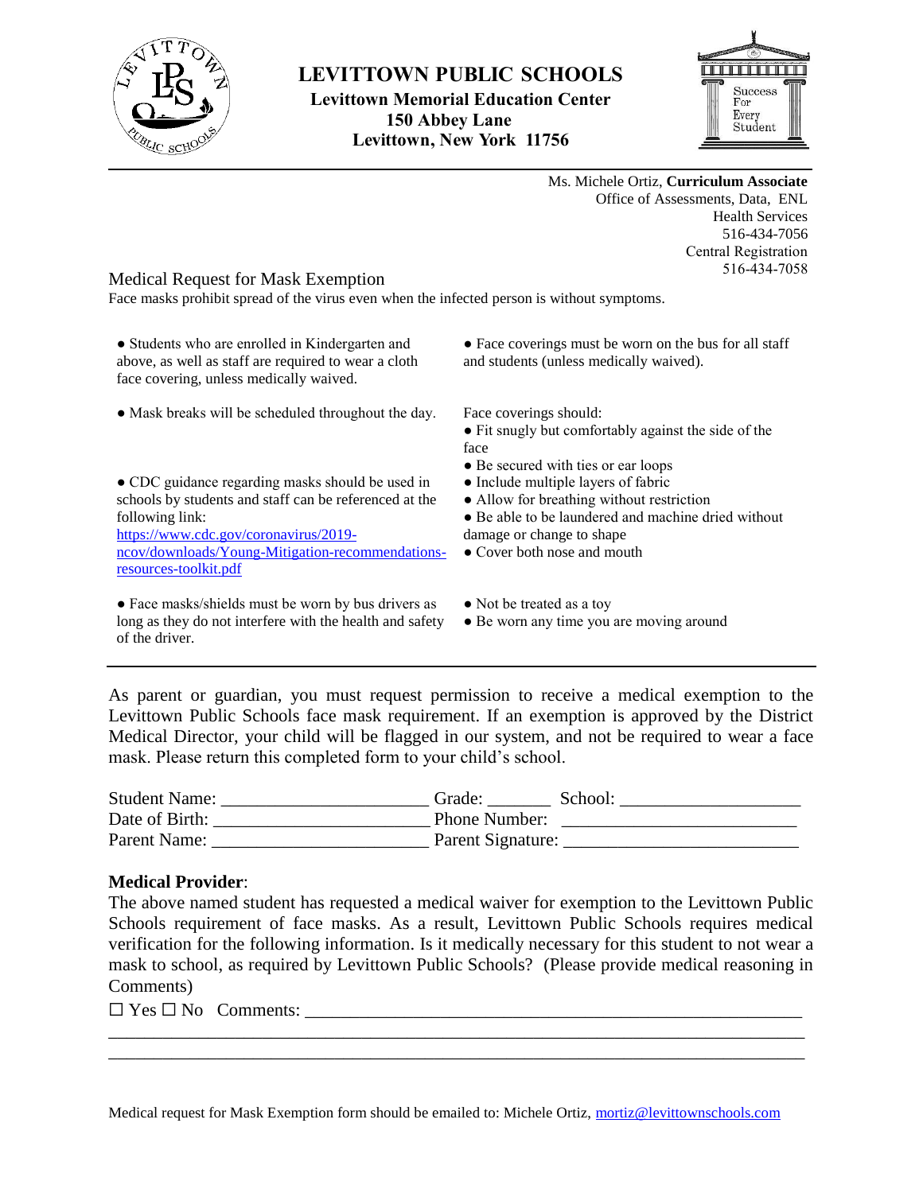# LEVITTOWN PUBLIC SCHOOLS

**Levittown Memorial Education Center**
**150 Abbey Lane**
**Levittown, New York 11756**

Success For Every Student

Ms. Michele Ortiz, **Curriculum Associate**
Office of Assessments, Data, ENL
Health Services
516-434-7056
Central Registration
516-434-7058

## Medical Request for Mask Exemption

Face masks prohibit spread of the virus even when the infected person is without symptoms.

- Students who are enrolled in Kindergarten and above, as well as staff are required to wear a cloth face covering, unless medically waived.
- Mask breaks will be scheduled throughout the day.
- CDC guidance regarding masks should be used in schools by students and staff can be referenced at the following link: [https://www.cdc.gov/coronavirus/2019-ncov/downloads/Young-Mitigation-recommendations-resources-toolkit.pdf](https://www.cdc.gov/coronavirus/2019-ncov/downloads/Young-Mitigation-recommendations-resources-toolkit.pdf)
- Face masks/shields must be worn by bus drivers as long as they do not interfere with the health and safety of the driver.
- Face coverings must be worn on the bus for all staff and students (unless medically waived).

Face coverings should:

- Fit snugly but comfortably against the side of the face
- Be secured with ties or ear loops
- Include multiple layers of fabric
- Allow for breathing without restriction
- Be able to be laundered and machine dried without damage or change to shape
- Cover both nose and mouth
- Not be treated as a toy
- Be worn any time you are moving around

---

As parent or guardian, you must request permission to receive a medical exemption to the Levittown Public Schools face mask requirement. If an exemption is approved by the District Medical Director, your child will be flagged in our system, and not be required to wear a face mask. Please return this completed form to your child's school.

Student Name: ______________________ Grade: _______ School: ___________________
Date of Birth: _______________________ Phone Number: ________________________
Parent Name: _______________________ Parent Signature: _________________________

**Medical Provider**:
The above named student has requested a medical waiver for exemption to the Levittown Public Schools requirement of face masks. As a result, Levittown Public Schools requires medical verification for the following information. Is it medically necessary for this student to not wear a mask to school, as required by Levittown Public Schools? (Please provide medical reasoning in Comments)

☐ Yes ☐ No Comments: ___________________________________________________
__________________________________________________________________________
__________________________________________________________________________

Medical request for Mask Exemption form should be emailed to: Michele Ortiz, [mortiz@levittownschools.com](mailto:mortiz@levittownschools.com)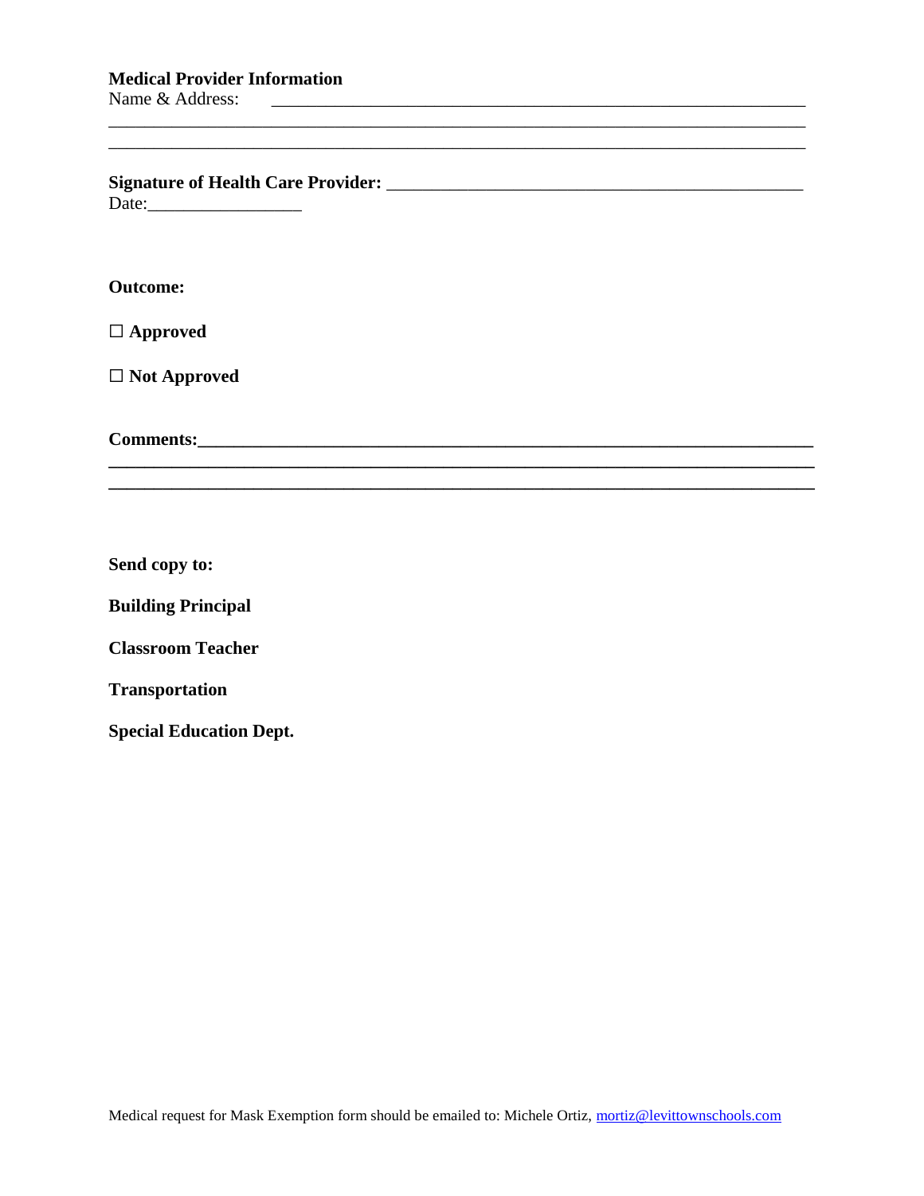**Medical Provider Information**
Name & Address: ______________________________________________________________
_____________________________________________________________________________
_____________________________________________________________________________

**Signature of Health Care Provider:** _______________________________________________
Date:_________________

**Outcome:**

☐ **Approved**

☐ **Not Approved**

**Comments:**_________________________________________________________________
_____________________________________________________________________________
_____________________________________________________________________________

**Send copy to:**

**Building Principal**

**Classroom Teacher**

**Transportation**

**Special Education Dept.**

Medical request for Mask Exemption form should be emailed to: Michele Ortiz, mortiz@levittownschools.com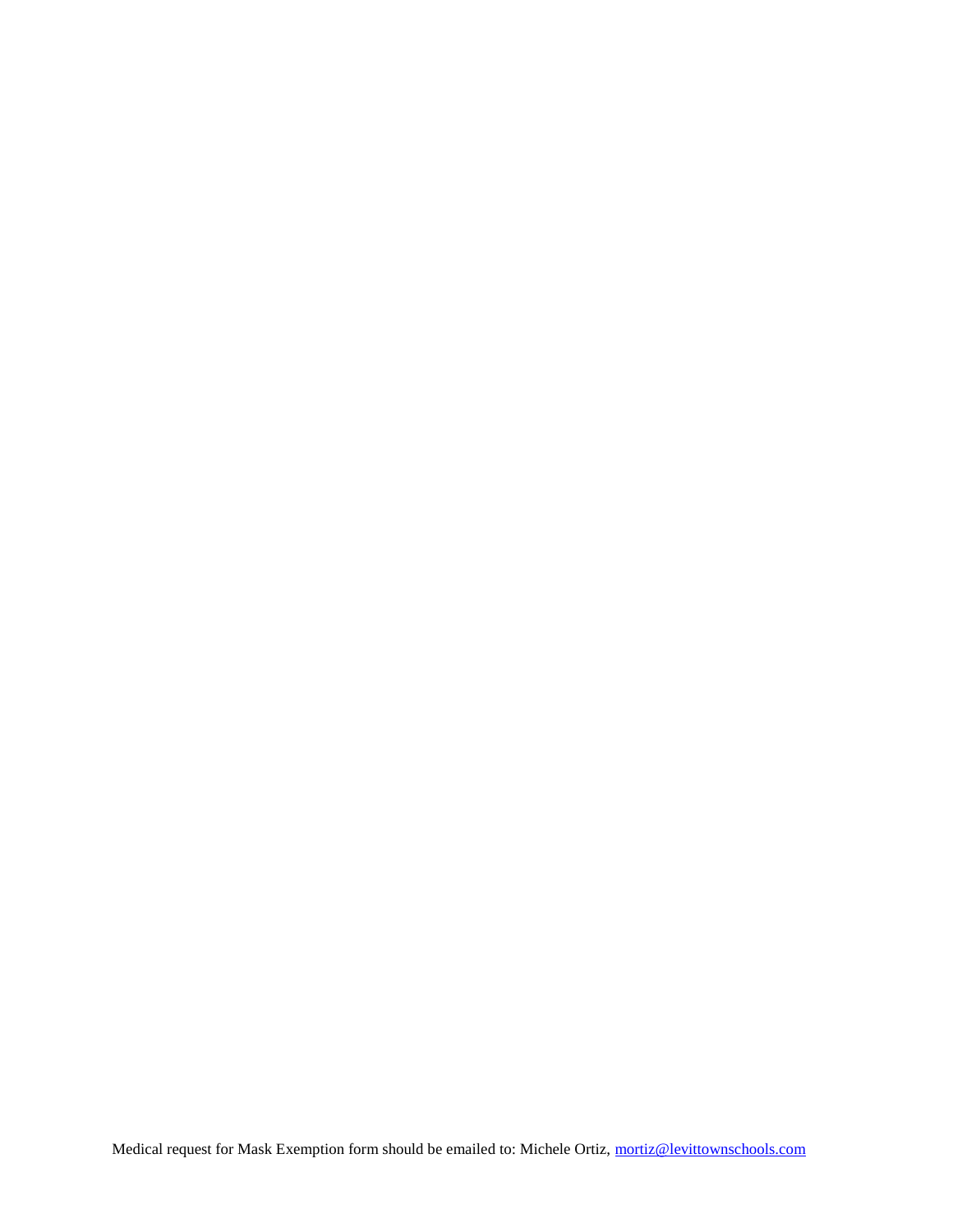Medical request for Mask Exemption form should be emailed to: Michele Ortiz, mortiz@levittownschools.com